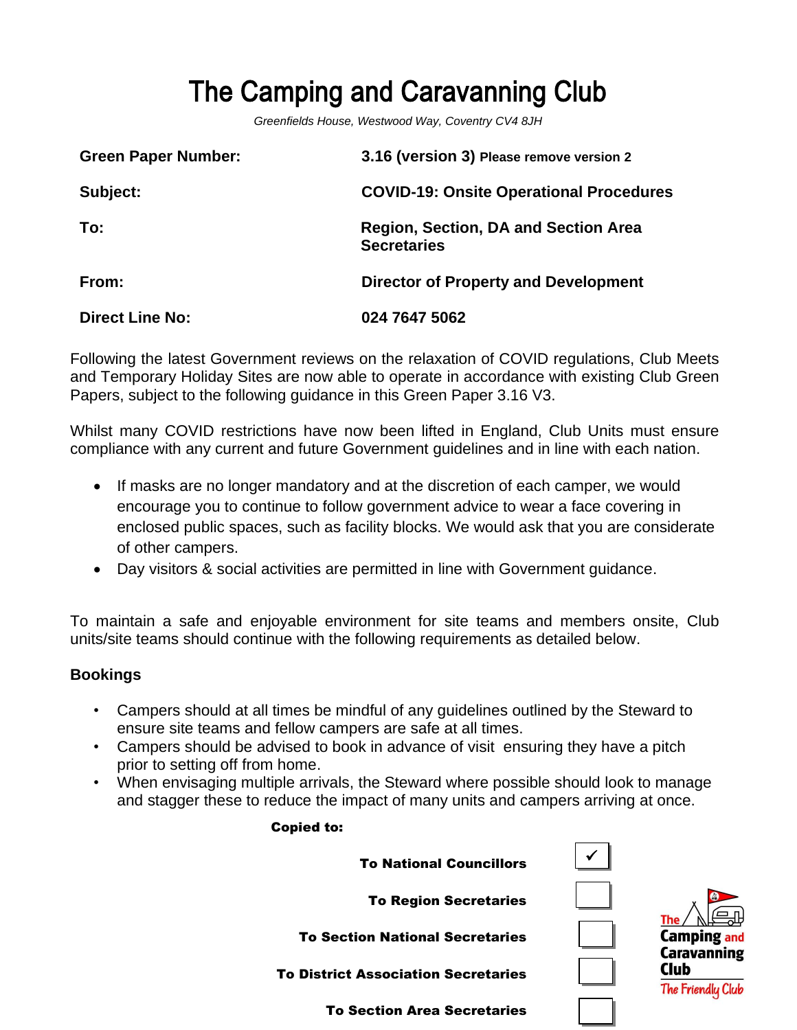# The Camping and Caravanning Club

*Greenfields House, Westwood Way, Coventry CV4 8JH*

| | |
|---|---|
| **Green Paper Number:** | **3.16 (version 3) Please remove version 2** |
| **Subject:** | **COVID-19: Onsite Operational Procedures** |
| **To:** | **Region, Section, DA and Section Area Secretaries** |
| **From:** | **Director of Property and Development** |
| **Direct Line No:** | **024 7647 5062** |

Following the latest Government reviews on the relaxation of COVID regulations, Club Meets and Temporary Holiday Sites are now able to operate in accordance with existing Club Green Papers, subject to the following guidance in this Green Paper 3.16 V3.

Whilst many COVID restrictions have now been lifted in England, Club Units must ensure compliance with any current and future Government guidelines and in line with each nation.

- If masks are no longer mandatory and at the discretion of each camper, we would encourage you to continue to follow government advice to wear a face covering in enclosed public spaces, such as facility blocks. We would ask that you are considerate of other campers.
- Day visitors & social activities are permitted in line with Government guidance.

To maintain a safe and enjoyable environment for site teams and members onsite, Club units/site teams should continue with the following requirements as detailed below.

### Bookings

- Campers should at all times be mindful of any guidelines outlined by the Steward to ensure site teams and fellow campers are safe at all times.
- Campers should be advised to book in advance of visit ensuring they have a pitch prior to setting off from home.
- When envisaging multiple arrivals, the Steward where possible should look to manage and stagger these to reduce the impact of many units and campers arriving at once.

**Copied to:**

| | |
|---|---|
| **To National Councillors** | ✓ |
| **To Region Secretaries** | |
| **To Section National Secretaries** | |
| **To District Association Secretaries** | |
| **To Section Area Secretaries** | |

The Camping and Caravanning Club
*The Friendly Club*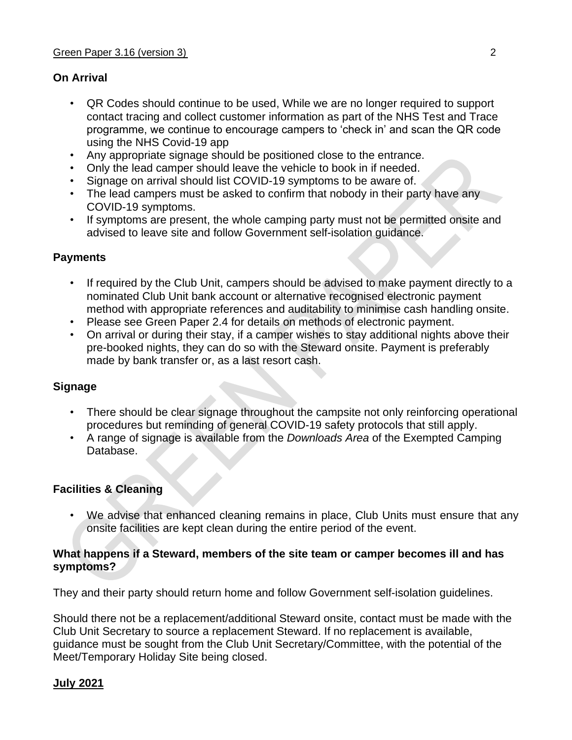## On Arrival

- QR Codes should continue to be used, While we are no longer required to support contact tracing and collect customer information as part of the NHS Test and Trace programme, we continue to encourage campers to 'check in' and scan the QR code using the NHS Covid-19 app
- Any appropriate signage should be positioned close to the entrance.
- Only the lead camper should leave the vehicle to book in if needed.
- Signage on arrival should list COVID-19 symptoms to be aware of.
- The lead campers must be asked to confirm that nobody in their party have any COVID-19 symptoms.
- If symptoms are present, the whole camping party must not be permitted onsite and advised to leave site and follow Government self-isolation guidance.

## Payments

- If required by the Club Unit, campers should be advised to make payment directly to a nominated Club Unit bank account or alternative recognised electronic payment method with appropriate references and auditability to minimise cash handling onsite.
- Please see Green Paper 2.4 for details on methods of electronic payment.
- On arrival or during their stay, if a camper wishes to stay additional nights above their pre-booked nights, they can do so with the Steward onsite. Payment is preferably made by bank transfer or, as a last resort cash.

## Signage

- There should be clear signage throughout the campsite not only reinforcing operational procedures but reminding of general COVID-19 safety protocols that still apply.
- A range of signage is available from the *Downloads Area* of the Exempted Camping Database.

## Facilities & Cleaning

- We advise that enhanced cleaning remains in place, Club Units must ensure that any onsite facilities are kept clean during the entire period of the event.

## What happens if a Steward, members of the site team or camper becomes ill and has symptoms?

They and their party should return home and follow Government self-isolation guidelines.

Should there not be a replacement/additional Steward onsite, contact must be made with the Club Unit Secretary to source a replacement Steward. If no replacement is available, guidance must be sought from the Club Unit Secretary/Committee, with the potential of the Meet/Temporary Holiday Site being closed.

**July 2021**